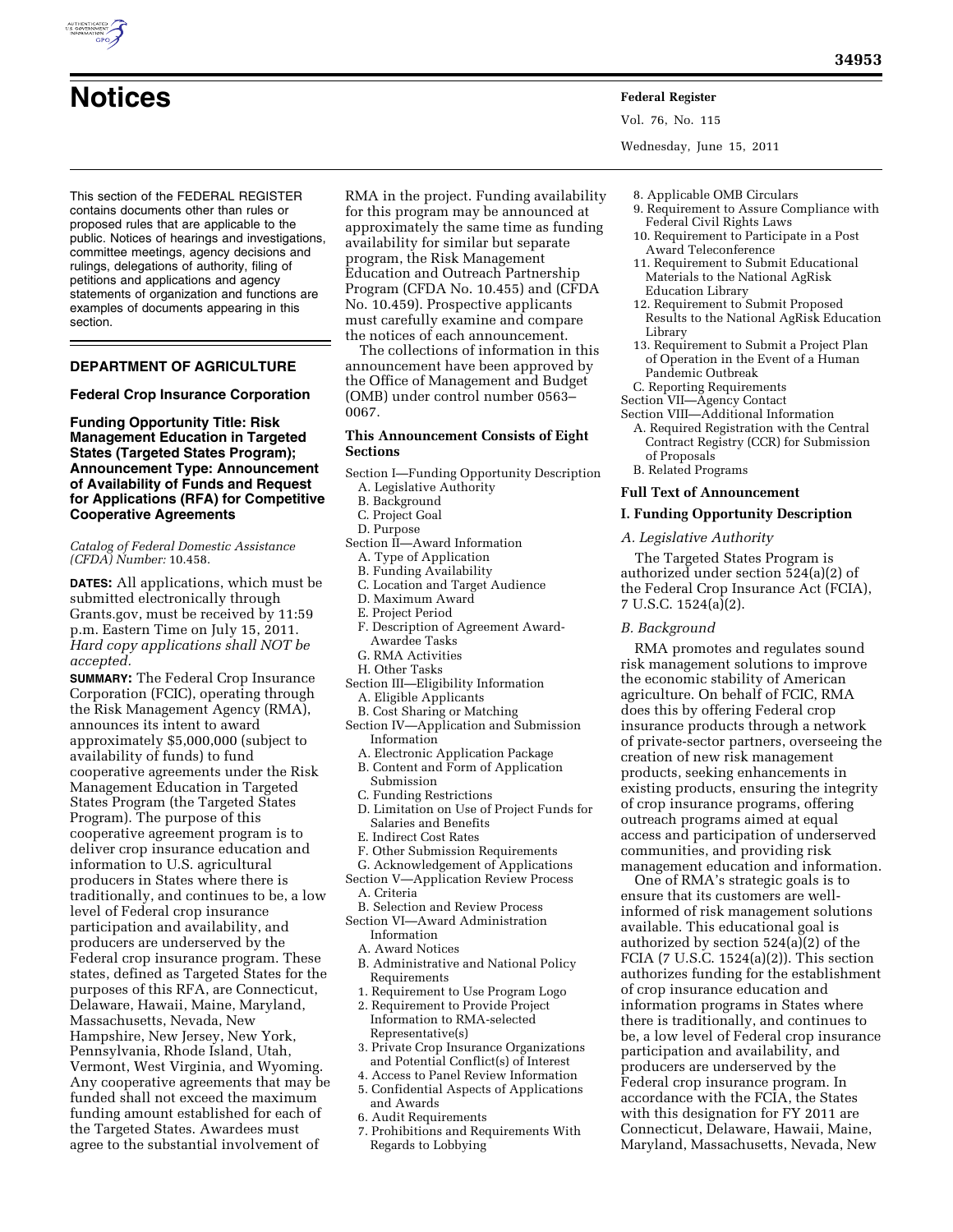# Notices

This section of the FEDERAL REGISTER contains documents other than rules or proposed rules that are applicable to the public. Notices of hearings and investigations, committee meetings, agency decisions and rulings, delegations of authority, filing of petitions and applications and agency statements of organization and functions are examples of documents appearing in this section.

## DEPARTMENT OF AGRICULTURE

### Federal Crop Insurance Corporation

### Funding Opportunity Title: Risk Management Education in Targeted States (Targeted States Program); Announcement Type: Announcement of Availability of Funds and Request for Applications (RFA) for Competitive Cooperative Agreements

*Catalog of Federal Domestic Assistance (CFDA) Number:* 10.458.

**DATES:** All applications, which must be submitted electronically through Grants.gov, must be received by 11:59 p.m. Eastern Time on July 15, 2011. *Hard copy applications shall NOT be accepted.*

**SUMMARY:** The Federal Crop Insurance Corporation (FCIC), operating through the Risk Management Agency (RMA), announces its intent to award approximately $5,000,000 (subject to availability of funds) to fund cooperative agreements under the Risk Management Education in Targeted States Program (the Targeted States Program). The purpose of this cooperative agreement program is to deliver crop insurance education and information to U.S. agricultural producers in States where there is traditionally, and continues to be, a low level of Federal crop insurance participation and availability, and producers are underserved by the Federal crop insurance program. These states, defined as Targeted States for the purposes of this RFA, are Connecticut, Delaware, Hawaii, Maine, Maryland, Massachusetts, Nevada, New Hampshire, New Jersey, New York, Pennsylvania, Rhode Island, Utah, Vermont, West Virginia, and Wyoming. Any cooperative agreements that may be funded shall not exceed the maximum funding amount established for each of the Targeted States. Awardees must agree to the substantial involvement of RMA in the project. Funding availability for this program may be announced at approximately the same time as funding availability for similar but separate program, the Risk Management Education and Outreach Partnership Program (CFDA No. 10.455) and (CFDA No. 10.459). Prospective applicants must carefully examine and compare the notices of each announcement.

The collections of information in this announcement have been approved by the Office of Management and Budget (OMB) under control number 0563–0067.

#### This Announcement Consists of Eight Sections

Section I—Funding Opportunity Description
- A. Legislative Authority
- B. Background
- C. Project Goal
- D. Purpose

Section II—Award Information
- A. Type of Application
- B. Funding Availability
- C. Location and Target Audience
- D. Maximum Award
- E. Project Period
- F. Description of Agreement Award-Awardee Tasks
- G. RMA Activities
- H. Other Tasks

Section III—Eligibility Information
- A. Eligible Applicants
- B. Cost Sharing or Matching

Section IV—Application and Submission Information
- A. Electronic Application Package
- B. Content and Form of Application Submission
- C. Funding Restrictions
- D. Limitation on Use of Project Funds for Salaries and Benefits
- E. Indirect Cost Rates
- F. Other Submission Requirements
- G. Acknowledgement of Applications

Section V—Application Review Process
- A. Criteria
- B. Selection and Review Process

Section VI—Award Administration Information
- A. Award Notices
- B. Administrative and National Policy Requirements
  1. Requirement to Use Program Logo
  2. Requirement to Provide Project Information to RMA-selected Representative(s)
  3. Private Crop Insurance Organizations and Potential Conflict(s) of Interest
  4. Access to Panel Review Information
  5. Confidential Aspects of Applications and Awards
  6. Audit Requirements
  7. Prohibitions and Requirements With Regards to Lobbying
  8. Applicable OMB Circulars
  9. Requirement to Assure Compliance with Federal Civil Rights Laws
  10. Requirement to Participate in a Post Award Teleconference
  11. Requirement to Submit Educational Materials to the National AgRisk Education Library
  12. Requirement to Submit Proposed Results to the National AgRisk Education Library
  13. Requirement to Submit a Project Plan of Operation in the Event of a Human Pandemic Outbreak
- C. Reporting Requirements

Section VII—Agency Contact

Section VIII—Additional Information
- A. Required Registration with the Central Contract Registry (CCR) for Submission of Proposals
- B. Related Programs

#### Full Text of Announcement

#### I. Funding Opportunity Description

*A. Legislative Authority*

The Targeted States Program is authorized under section 524(a)(2) of the Federal Crop Insurance Act (FCIA), 7 U.S.C. 1524(a)(2).

*B. Background*

RMA promotes and regulates sound risk management solutions to improve the economic stability of American agriculture. On behalf of FCIC, RMA does this by offering Federal crop insurance products through a network of private-sector partners, overseeing the creation of new risk management products, seeking enhancements in existing products, ensuring the integrity of crop insurance programs, offering outreach programs aimed at equal access and participation of underserved communities, and providing risk management education and information.

One of RMA's strategic goals is to ensure that its customers are well-informed of risk management solutions available. This educational goal is authorized by section 524(a)(2) of the FCIA (7 U.S.C. 1524(a)(2)). This section authorizes funding for the establishment of crop insurance education and information programs in States where there is traditionally, and continues to be, a low level of Federal crop insurance participation and availability, and producers are underserved by the Federal crop insurance program. In accordance with the FCIA, the States with this designation for FY 2011 are Connecticut, Delaware, Hawaii, Maine, Maryland, Massachusetts, Nevada, New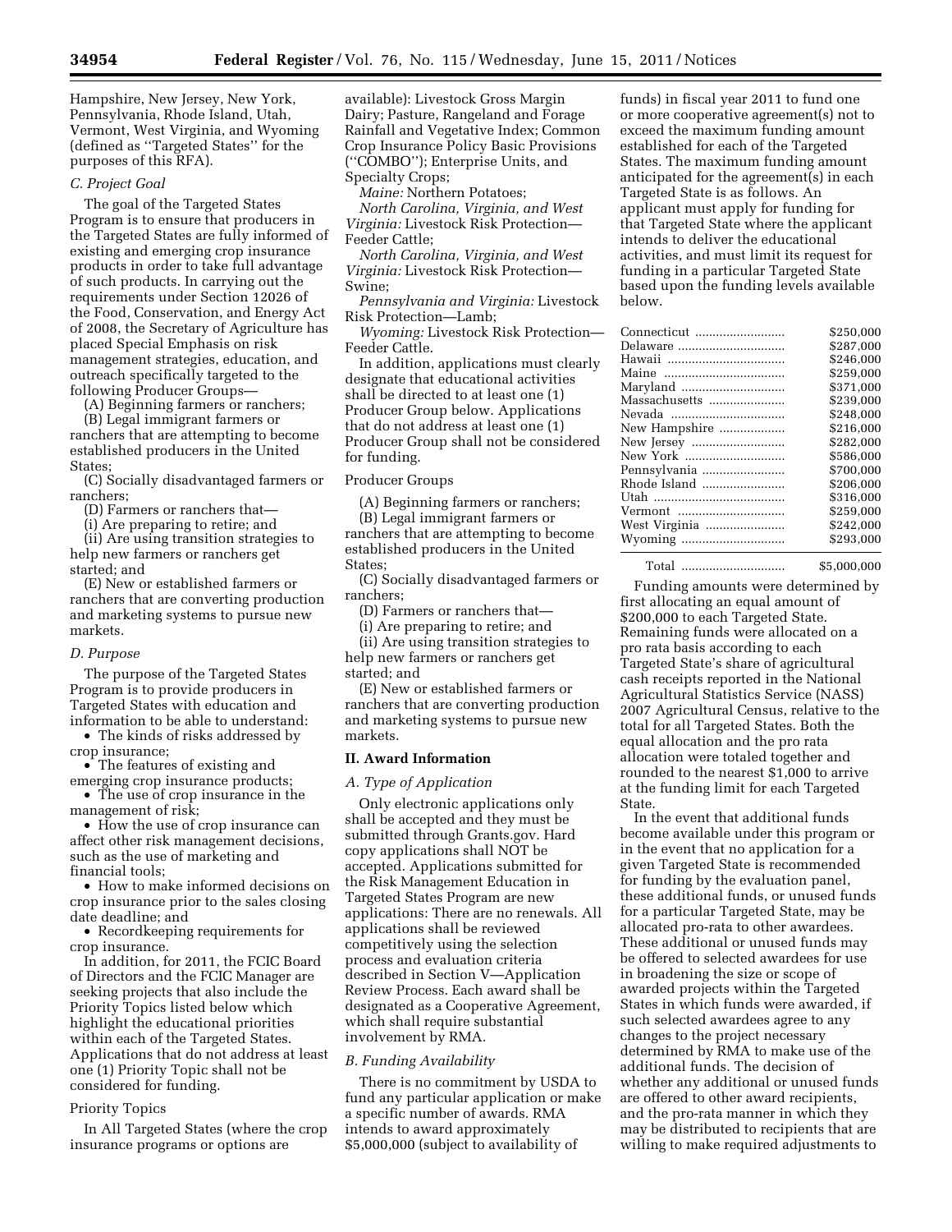Hampshire, New Jersey, New York, Pennsylvania, Rhode Island, Utah, Vermont, West Virginia, and Wyoming (defined as "Targeted States" for the purposes of this RFA).

*C. Project Goal*

The goal of the Targeted States Program is to ensure that producers in the Targeted States are fully informed of existing and emerging crop insurance products in order to take full advantage of such products. In carrying out the requirements under Section 12026 of the Food, Conservation, and Energy Act of 2008, the Secretary of Agriculture has placed Special Emphasis on risk management strategies, education, and outreach specifically targeted to the following Producer Groups—

(A) Beginning farmers or ranchers;

(B) Legal immigrant farmers or ranchers that are attempting to become established producers in the United States;

(C) Socially disadvantaged farmers or ranchers;

(D) Farmers or ranchers that—

(i) Are preparing to retire; and

(ii) Are using transition strategies to help new farmers or ranchers get started; and

(E) New or established farmers or ranchers that are converting production and marketing systems to pursue new markets.

*D. Purpose*

The purpose of the Targeted States Program is to provide producers in Targeted States with education and information to be able to understand:

- The kinds of risks addressed by crop insurance;
- The features of existing and emerging crop insurance products;
- The use of crop insurance in the management of risk;
- How the use of crop insurance can affect other risk management decisions, such as the use of marketing and financial tools;
- How to make informed decisions on crop insurance prior to the sales closing date deadline; and
- Recordkeeping requirements for crop insurance.

In addition, for 2011, the FCIC Board of Directors and the FCIC Manager are seeking projects that also include the Priority Topics listed below which highlight the educational priorities within each of the Targeted States. Applications that do not address at least one (1) Priority Topic shall not be considered for funding.

Priority Topics

In All Targeted States (where the crop insurance programs or options are available): Livestock Gross Margin Dairy; Pasture, Rangeland and Forage Rainfall and Vegetative Index; Common Crop Insurance Policy Basic Provisions ("COMBO"); Enterprise Units, and Specialty Crops;

*Maine:* Northern Potatoes;

*North Carolina, Virginia, and West Virginia:* Livestock Risk Protection—Feeder Cattle;

*North Carolina, Virginia, and West Virginia:* Livestock Risk Protection—Swine;

*Pennsylvania and Virginia:* Livestock Risk Protection—Lamb;

*Wyoming:* Livestock Risk Protection—Feeder Cattle.

In addition, applications must clearly designate that educational activities shall be directed to at least one (1) Producer Group below. Applications that do not address at least one (1) Producer Group shall not be considered for funding.

Producer Groups

(A) Beginning farmers or ranchers;

(B) Legal immigrant farmers or ranchers that are attempting to become established producers in the United States;

(C) Socially disadvantaged farmers or ranchers;

(D) Farmers or ranchers that—

(i) Are preparing to retire; and

(ii) Are using transition strategies to help new farmers or ranchers get started; and

(E) New or established farmers or ranchers that are converting production and marketing systems to pursue new markets.

## II. Award Information

*A. Type of Application*

Only electronic applications only shall be accepted and they must be submitted through Grants.gov. Hard copy applications shall NOT be accepted. Applications submitted for the Risk Management Education in Targeted States Program are new applications: There are no renewals. All applications shall be reviewed competitively using the selection process and evaluation criteria described in Section V—Application Review Process. Each award shall be designated as a Cooperative Agreement, which shall require substantial involvement by RMA.

*B. Funding Availability*

There is no commitment by USDA to fund any particular application or make a specific number of awards. RMA intends to award approximately $5,000,000 (subject to availability of funds) in fiscal year 2011 to fund one or more cooperative agreement(s) not to exceed the maximum funding amount established for each of the Targeted States. The maximum funding amount anticipated for the agreement(s) in each Targeted State is as follows. An applicant must apply for funding for that Targeted State where the applicant intends to deliver the educational activities, and must limit its request for funding in a particular Targeted State based upon the funding levels available below.

| State | Amount |
|---|---|
| Connecticut | $250,000 |
| Delaware | $287,000 |
| Hawaii | $246,000 |
| Maine | $259,000 |
| Maryland | $371,000 |
| Massachusetts | $239,000 |
| Nevada | $248,000 |
| New Hampshire | $216,000 |
| New Jersey | $282,000 |
| New York | $586,000 |
| Pennsylvania | $700,000 |
| Rhode Island | $206,000 |
| Utah | $316,000 |
| Vermont | $259,000 |
| West Virginia | $242,000 |
| Wyoming | $293,000 |
| Total | $5,000,000 |

Funding amounts were determined by first allocating an equal amount of $200,000 to each Targeted State. Remaining funds were allocated on a pro rata basis according to each Targeted State's share of agricultural cash receipts reported in the National Agricultural Statistics Service (NASS) 2007 Agricultural Census, relative to the total for all Targeted States. Both the equal allocation and the pro rata allocation were totaled together and rounded to the nearest $1,000 to arrive at the funding limit for each Targeted State.

In the event that additional funds become available under this program or in the event that no application for a given Targeted State is recommended for funding by the evaluation panel, these additional funds, or unused funds for a particular Targeted State, may be allocated pro-rata to other awardees. These additional or unused funds may be offered to selected awardees for use in broadening the size or scope of awarded projects within the Targeted States in which funds were awarded, if such selected awardees agree to any changes to the project necessary determined by RMA to make use of the additional funds. The decision of whether any additional or unused funds are offered to other award recipients, and the pro-rata manner in which they may be distributed to recipients that are willing to make required adjustments to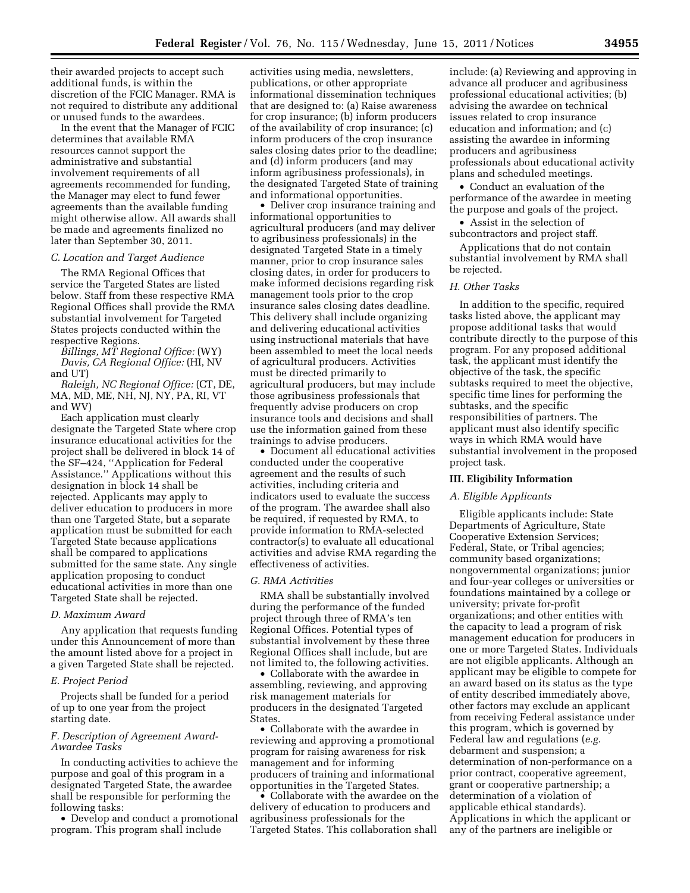their awarded projects to accept such additional funds, is within the discretion of the FCIC Manager. RMA is not required to distribute any additional or unused funds to the awardees.

In the event that the Manager of FCIC determines that available RMA resources cannot support the administrative and substantial involvement requirements of all agreements recommended for funding, the Manager may elect to fund fewer agreements than the available funding might otherwise allow. All awards shall be made and agreements finalized no later than September 30, 2011.

### *C. Location and Target Audience*

The RMA Regional Offices that service the Targeted States are listed below. Staff from these respective RMA Regional Offices shall provide the RMA substantial involvement for Targeted States projects conducted within the respective Regions.

*Billings, MT Regional Office:* (WY)

*Davis, CA Regional Office:* (HI, NV and UT)

*Raleigh, NC Regional Office:* (CT, DE, MA, MD, ME, NH, NJ, NY, PA, RI, VT and WV)

Each application must clearly designate the Targeted State where crop insurance educational activities for the project shall be delivered in block 14 of the SF–424, ''Application for Federal Assistance.'' Applications without this designation in block 14 shall be rejected. Applicants may apply to deliver education to producers in more than one Targeted State, but a separate application must be submitted for each Targeted State because applications shall be compared to applications submitted for the same state. Any single application proposing to conduct educational activities in more than one Targeted State shall be rejected.

### *D. Maximum Award*

Any application that requests funding under this Announcement of more than the amount listed above for a project in a given Targeted State shall be rejected.

### *E. Project Period*

Projects shall be funded for a period of up to one year from the project starting date.

### *F. Description of Agreement Award-Awardee Tasks*

In conducting activities to achieve the purpose and goal of this program in a designated Targeted State, the awardee shall be responsible for performing the following tasks:

- Develop and conduct a promotional program. This program shall include activities using media, newsletters, publications, or other appropriate informational dissemination techniques that are designed to: (a) Raise awareness for crop insurance; (b) inform producers of the availability of crop insurance; (c) inform producers of the crop insurance sales closing dates prior to the deadline; and (d) inform producers (and may inform agribusiness professionals), in the designated Targeted State of training and informational opportunities.
- Deliver crop insurance training and informational opportunities to agricultural producers (and may deliver to agribusiness professionals) in the designated Targeted State in a timely manner, prior to crop insurance sales closing dates, in order for producers to make informed decisions regarding risk management tools prior to the crop insurance sales closing dates deadline. This delivery shall include organizing and delivering educational activities using instructional materials that have been assembled to meet the local needs of agricultural producers. Activities must be directed primarily to agricultural producers, but may include those agribusiness professionals that frequently advise producers on crop insurance tools and decisions and shall use the information gained from these trainings to advise producers.
- Document all educational activities conducted under the cooperative agreement and the results of such activities, including criteria and indicators used to evaluate the success of the program. The awardee shall also be required, if requested by RMA, to provide information to RMA-selected contractor(s) to evaluate all educational activities and advise RMA regarding the effectiveness of activities.

### *G. RMA Activities*

RMA shall be substantially involved during the performance of the funded project through three of RMA's ten Regional Offices. Potential types of substantial involvement by these three Regional Offices shall include, but are not limited to, the following activities.

- Collaborate with the awardee in assembling, reviewing, and approving risk management materials for producers in the designated Targeted States.
- Collaborate with the awardee in reviewing and approving a promotional program for raising awareness for risk management and for informing producers of training and informational opportunities in the Targeted States.
- Collaborate with the awardee on the delivery of education to producers and agribusiness professionals for the Targeted States. This collaboration shall include: (a) Reviewing and approving in advance all producer and agribusiness professional educational activities; (b) advising the awardee on technical issues related to crop insurance education and information; and (c) assisting the awardee in informing producers and agribusiness professionals about educational activity plans and scheduled meetings.
- Conduct an evaluation of the performance of the awardee in meeting the purpose and goals of the project.
- Assist in the selection of subcontractors and project staff.

Applications that do not contain substantial involvement by RMA shall be rejected.

### *H. Other Tasks*

In addition to the specific, required tasks listed above, the applicant may propose additional tasks that would contribute directly to the purpose of this program. For any proposed additional task, the applicant must identify the objective of the task, the specific subtasks required to meet the objective, specific time lines for performing the subtasks, and the specific responsibilities of partners. The applicant must also identify specific ways in which RMA would have substantial involvement in the proposed project task.

## III. Eligibility Information

### *A. Eligible Applicants*

Eligible applicants include: State Departments of Agriculture, State Cooperative Extension Services; Federal, State, or Tribal agencies; community based organizations; nongovernmental organizations; junior and four-year colleges or universities or foundations maintained by a college or university; private for-profit organizations; and other entities with the capacity to lead a program of risk management education for producers in one or more Targeted States. Individuals are not eligible applicants. Although an applicant may be eligible to compete for an award based on its status as the type of entity described immediately above, other factors may exclude an applicant from receiving Federal assistance under this program, which is governed by Federal law and regulations (*e.g.* debarment and suspension; a determination of non-performance on a prior contract, cooperative agreement, grant or cooperative partnership; a determination of a violation of applicable ethical standards). Applications in which the applicant or any of the partners are ineligible or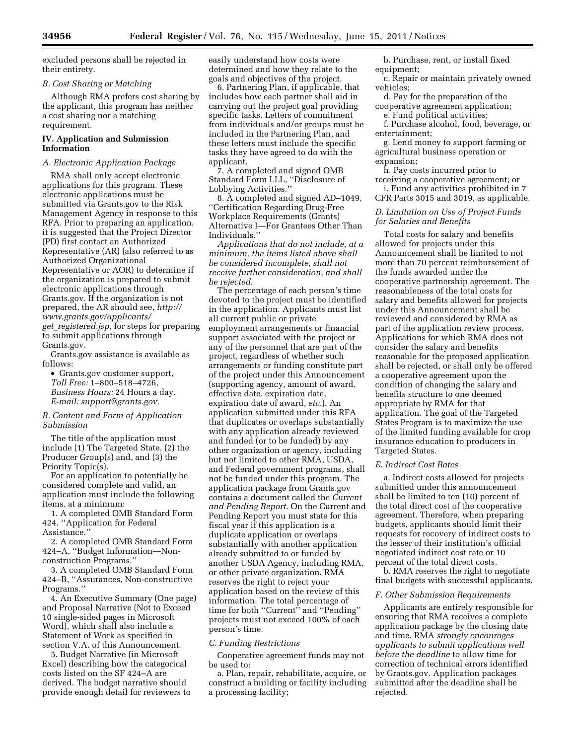excluded persons shall be rejected in their entirety.

### B. Cost Sharing or Matching

Although RMA prefers cost sharing by the applicant, this program has neither a cost sharing nor a matching requirement.

## IV. Application and Submission Information

### A. Electronic Application Package

RMA shall only accept electronic applications for this program. These electronic applications must be submitted via Grants.gov to the Risk Management Agency in response to this RFA. Prior to preparing an application, it is suggested that the Project Director (PD) first contact an Authorized Representative (AR) (also referred to as Authorized Organizational Representative or AOR) to determine if the organization is prepared to submit electronic applications through Grants.gov. If the organization is not prepared, the AR should see, *http://www.grants.gov/applicants/get_registered.jsp,* for steps for preparing to submit applications through Grants.gov.

Grants.gov assistance is available as follows:

- Grants.gov customer support, *Toll Free:* 1–800–518–4726, *Business Hours:* 24 Hours a day. *E-mail: support@grants.gov.*

### B. Content and Form of Application Submission

The title of the application must include (1) The Targeted State, (2) the Producer Group(s) and, and (3) the Priority Topic(s).

For an application to potentially be considered complete and valid, an application must include the following items, at a minimum:

1. A completed OMB Standard Form 424, ''Application for Federal Assistance.''
2. A completed OMB Standard Form 424–A, ''Budget Information—Non-construction Programs.''
3. A completed OMB Standard Form 424–B, ''Assurances, Non-constructive Programs.''
4. An Executive Summary (One page) and Proposal Narrative (Not to Exceed 10 single-sided pages in Microsoft Word), which shall also include a Statement of Work as specified in section V.A. of this Announcement.
5. Budget Narrative (in Microsoft Excel) describing how the categorical costs listed on the SF 424–A are derived. The budget narrative should provide enough detail for reviewers to easily understand how costs were determined and how they relate to the goals and objectives of the project.
6. Partnering Plan, if applicable, that includes how each partner shall aid in carrying out the project goal providing specific tasks. Letters of commitment from individuals and/or groups must be included in the Partnering Plan, and these letters must include the specific tasks they have agreed to do with the applicant.
7. A completed and signed OMB Standard Form LLL, ''Disclosure of Lobbying Activities.''
8. A completed and signed AD–1049, ''Certification Regarding Drug-Free Workplace Requirements (Grants) Alternative I—For Grantees Other Than Individuals.''

*Applications that do not include, at a minimum, the items listed above shall be considered incomplete, shall not receive further consideration, and shall be rejected.*

The percentage of each person's time devoted to the project must be identified in the application. Applicants must list all current public or private employment arrangements or financial support associated with the project or any of the personnel that are part of the project, regardless of whether such arrangements or funding constitute part of the project under this Announcement (supporting agency, amount of award, effective date, expiration date, expiration date of award, *etc.*). An application submitted under this RFA that duplicates or overlaps substantially with any application already reviewed and funded (or to be funded) by any other organization or agency, including but not limited to other RMA, USDA, and Federal government programs, shall not be funded under this program. The application package from Grants.gov contains a document called the *Current and Pending Report.* On the Current and Pending Report you must state for this fiscal year if this application is a duplicate application or overlaps substantially with another application already submitted to or funded by another USDA Agency, including RMA, or other private organization. RMA reserves the right to reject your application based on the review of this information. The total percentage of time for both ''Current'' and ''Pending'' projects must not exceed 100% of each person's time.

### C. Funding Restrictions

Cooperative agreement funds may not be used to:

a. Plan, repair, rehabilitate, acquire, or construct a building or facility including a processing facility;

b. Purchase, rent, or install fixed equipment;

c. Repair or maintain privately owned vehicles;

d. Pay for the preparation of the cooperative agreement application;

e. Fund political activities;

f. Purchase alcohol, food, beverage, or entertainment;

g. Lend money to support farming or agricultural business operation or expansion;

h. Pay costs incurred prior to receiving a cooperative agreement; or

i. Fund any activities prohibited in 7 CFR Parts 3015 and 3019, as applicable.

### D. Limitation on Use of Project Funds for Salaries and Benefits

Total costs for salary and benefits allowed for projects under this Announcement shall be limited to not more than 70 percent reimbursement of the funds awarded under the cooperative partnership agreement. The reasonableness of the total costs for salary and benefits allowed for projects under this Announcement shall be reviewed and considered by RMA as part of the application review process. Applications for which RMA does not consider the salary and benefits reasonable for the proposed application shall be rejected, or shall only be offered a cooperative agreement upon the condition of changing the salary and benefits structure to one deemed appropriate by RMA for that application. The goal of the Targeted States Program is to maximize the use of the limited funding available for crop insurance education to producers in Targeted States.

### E. Indirect Cost Rates

a. Indirect costs allowed for projects submitted under this announcement shall be limited to ten (10) percent of the total direct cost of the cooperative agreement. Therefore, when preparing budgets, applicants should limit their requests for recovery of indirect costs to the lesser of their institution's official negotiated indirect cost rate or 10 percent of the total direct costs.

b. RMA reserves the right to negotiate final budgets with successful applicants.

### F. Other Submission Requirements

Applicants are entirely responsible for ensuring that RMA receives a complete application package by the closing date and time. RMA *strongly encourages applicants to submit applications well before the deadline* to allow time for correction of technical errors identified by Grants.gov. Application packages submitted after the deadline shall be rejected.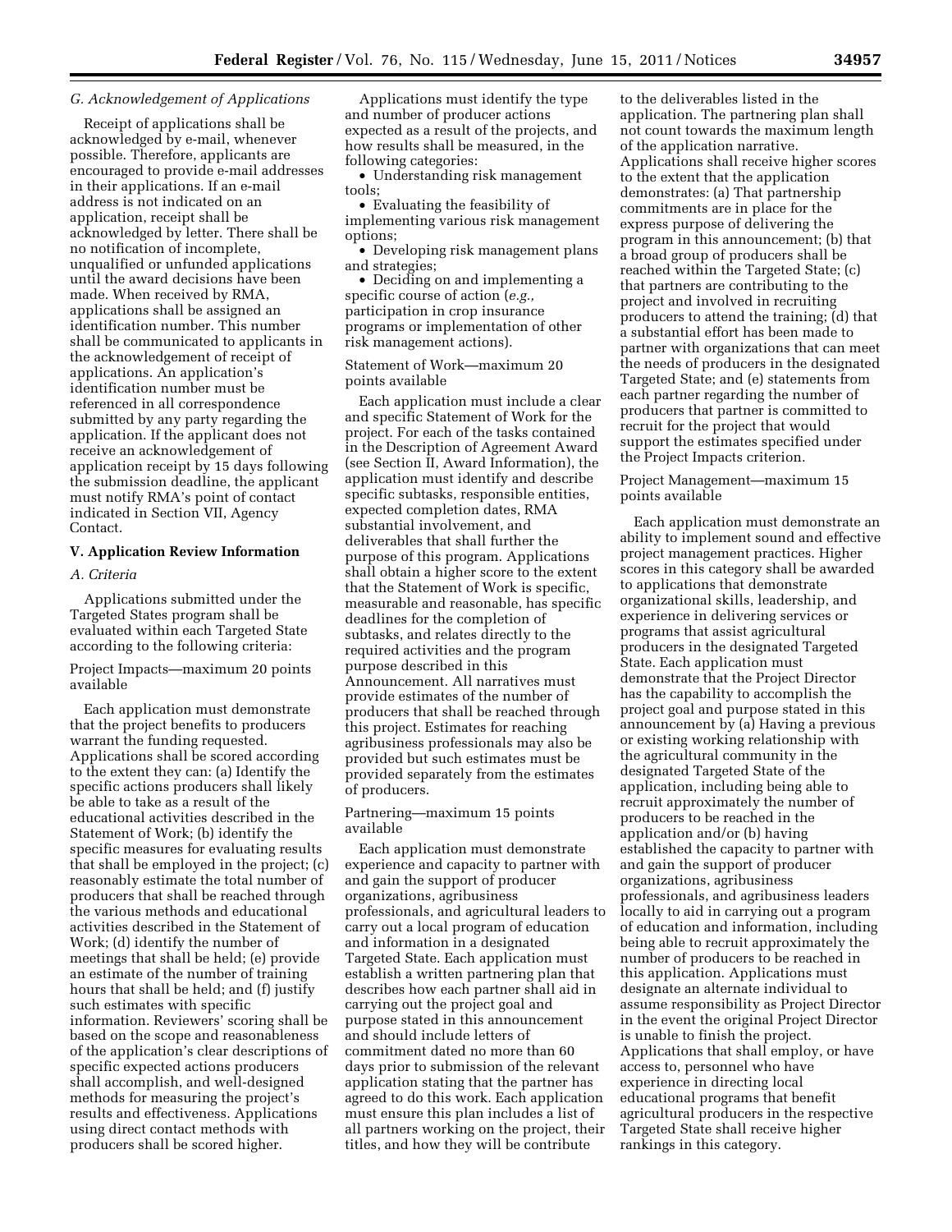### G. Acknowledgement of Applications

Receipt of applications shall be acknowledged by e-mail, whenever possible. Therefore, applicants are encouraged to provide e-mail addresses in their applications. If an e-mail address is not indicated on an application, receipt shall be acknowledged by letter. There shall be no notification of incomplete, unqualified or unfunded applications until the award decisions have been made. When received by RMA, applications shall be assigned an identification number. This number shall be communicated to applicants in the acknowledgement of receipt of applications. An application's identification number must be referenced in all correspondence submitted by any party regarding the application. If the applicant does not receive an acknowledgement of application receipt by 15 days following the submission deadline, the applicant must notify RMA's point of contact indicated in Section VII, Agency Contact.

## V. Application Review Information

### A. Criteria

Applications submitted under the Targeted States program shall be evaluated within each Targeted State according to the following criteria:

Project Impacts—maximum 20 points available

Each application must demonstrate that the project benefits to producers warrant the funding requested. Applications shall be scored according to the extent they can: (a) Identify the specific actions producers shall likely be able to take as a result of the educational activities described in the Statement of Work; (b) identify the specific measures for evaluating results that shall be employed in the project; (c) reasonably estimate the total number of producers that shall be reached through the various methods and educational activities described in the Statement of Work; (d) identify the number of meetings that shall be held; (e) provide an estimate of the number of training hours that shall be held; and (f) justify such estimates with specific information. Reviewers' scoring shall be based on the scope and reasonableness of the application's clear descriptions of specific expected actions producers shall accomplish, and well-designed methods for measuring the project's results and effectiveness. Applications using direct contact methods with producers shall be scored higher.

Applications must identify the type and number of producer actions expected as a result of the projects, and how results shall be measured, in the following categories:

- Understanding risk management tools;
- Evaluating the feasibility of implementing various risk management options;
- Developing risk management plans and strategies;
- Deciding on and implementing a specific course of action (*e.g.,* participation in crop insurance programs or implementation of other risk management actions).

Statement of Work—maximum 20 points available

Each application must include a clear and specific Statement of Work for the project. For each of the tasks contained in the Description of Agreement Award (see Section II, Award Information), the application must identify and describe specific subtasks, responsible entities, expected completion dates, RMA substantial involvement, and deliverables that shall further the purpose of this program. Applications shall obtain a higher score to the extent that the Statement of Work is specific, measurable and reasonable, has specific deadlines for the completion of subtasks, and relates directly to the required activities and the program purpose described in this Announcement. All narratives must provide estimates of the number of producers that shall be reached through this project. Estimates for reaching agribusiness professionals may also be provided but such estimates must be provided separately from the estimates of producers.

Partnering—maximum 15 points available

Each application must demonstrate experience and capacity to partner with and gain the support of producer organizations, agribusiness professionals, and agricultural leaders to carry out a local program of education and information in a designated Targeted State. Each application must establish a written partnering plan that describes how each partner shall aid in carrying out the project goal and purpose stated in this announcement and should include letters of commitment dated no more than 60 days prior to submission of the relevant application stating that the partner has agreed to do this work. Each application must ensure this plan includes a list of all partners working on the project, their titles, and how they will be contribute to the deliverables listed in the application. The partnering plan shall not count towards the maximum length of the application narrative. Applications shall receive higher scores to the extent that the application demonstrates: (a) That partnership commitments are in place for the express purpose of delivering the program in this announcement; (b) that a broad group of producers shall be reached within the Targeted State; (c) that partners are contributing to the project and involved in recruiting producers to attend the training; (d) that a substantial effort has been made to partner with organizations that can meet the needs of producers in the designated Targeted State; and (e) statements from each partner regarding the number of producers that partner is committed to recruit for the project that would support the estimates specified under the Project Impacts criterion.

Project Management—maximum 15 points available

Each application must demonstrate an ability to implement sound and effective project management practices. Higher scores in this category shall be awarded to applications that demonstrate organizational skills, leadership, and experience in delivering services or programs that assist agricultural producers in the designated Targeted State. Each application must demonstrate that the Project Director has the capability to accomplish the project goal and purpose stated in this announcement by (a) Having a previous or existing working relationship with the agricultural community in the designated Targeted State of the application, including being able to recruit approximately the number of producers to be reached in the application and/or (b) having established the capacity to partner with and gain the support of producer organizations, agribusiness professionals, and agribusiness leaders locally to aid in carrying out a program of education and information, including being able to recruit approximately the number of producers to be reached in this application. Applications must designate an alternate individual to assume responsibility as Project Director in the event the original Project Director is unable to finish the project. Applications that shall employ, or have access to, personnel who have experience in directing local educational programs that benefit agricultural producers in the respective Targeted State shall receive higher rankings in this category.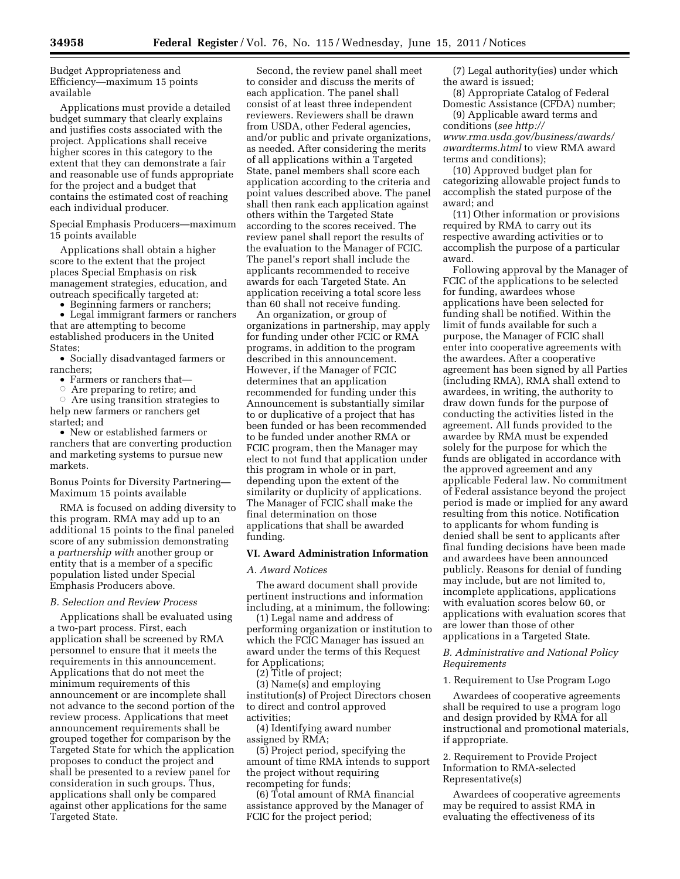Budget Appropriateness and Efficiency—maximum 15 points available

Applications must provide a detailed budget summary that clearly explains and justifies costs associated with the project. Applications shall receive higher scores in this category to the extent that they can demonstrate a fair and reasonable use of funds appropriate for the project and a budget that contains the estimated cost of reaching each individual producer.

Special Emphasis Producers—maximum 15 points available

Applications shall obtain a higher score to the extent that the project places Special Emphasis on risk management strategies, education, and outreach specifically targeted at:

- Beginning farmers or ranchers;
- Legal immigrant farmers or ranchers that are attempting to become established producers in the United States;
- Socially disadvantaged farmers or ranchers;
- Farmers or ranchers that—
  - Are preparing to retire; and
  - Are using transition strategies to help new farmers or ranchers get started; and
- New or established farmers or ranchers that are converting production and marketing systems to pursue new markets.

Bonus Points for Diversity Partnering—Maximum 15 points available

RMA is focused on adding diversity to this program. RMA may add up to an additional 15 points to the final paneled score of any submission demonstrating a *partnership with* another group or entity that is a member of a specific population listed under Special Emphasis Producers above.

*B. Selection and Review Process*

Applications shall be evaluated using a two-part process. First, each application shall be screened by RMA personnel to ensure that it meets the requirements in this announcement. Applications that do not meet the minimum requirements of this announcement or are incomplete shall not advance to the second portion of the review process. Applications that meet announcement requirements shall be grouped together for comparison by the Targeted State for which the application proposes to conduct the project and shall be presented to a review panel for consideration in such groups. Thus, applications shall only be compared against other applications for the same Targeted State.

Second, the review panel shall meet to consider and discuss the merits of each application. The panel shall consist of at least three independent reviewers. Reviewers shall be drawn from USDA, other Federal agencies, and/or public and private organizations, as needed. After considering the merits of all applications within a Targeted State, panel members shall score each application according to the criteria and point values described above. The panel shall then rank each application against others within the Targeted State according to the scores received. The review panel shall report the results of the evaluation to the Manager of FCIC. The panel's report shall include the applicants recommended to receive awards for each Targeted State. An application receiving a total score less than 60 shall not receive funding.

An organization, or group of organizations in partnership, may apply for funding under other FCIC or RMA programs, in addition to the program described in this announcement. However, if the Manager of FCIC determines that an application recommended for funding under this Announcement is substantially similar to or duplicative of a project that has been funded or has been recommended to be funded under another RMA or FCIC program, then the Manager may elect to not fund that application under this program in whole or in part, depending upon the extent of the similarity or duplicity of applications. The Manager of FCIC shall make the final determination on those applications that shall be awarded funding.

## VI. Award Administration Information

*A. Award Notices*

The award document shall provide pertinent instructions and information including, at a minimum, the following:

(1) Legal name and address of performing organization or institution to which the FCIC Manager has issued an award under the terms of this Request for Applications;

(2) Title of project;

(3) Name(s) and employing institution(s) of Project Directors chosen to direct and control approved activities;

(4) Identifying award number assigned by RMA;

(5) Project period, specifying the amount of time RMA intends to support the project without requiring recompeting for funds;

(6) Total amount of RMA financial assistance approved by the Manager of FCIC for the project period;

(7) Legal authority(ies) under which the award is issued;

(8) Appropriate Catalog of Federal Domestic Assistance (CFDA) number;

(9) Applicable award terms and conditions (*see http://www.rma.usda.gov/business/awards/awardterms.html* to view RMA award terms and conditions);

(10) Approved budget plan for categorizing allowable project funds to accomplish the stated purpose of the award; and

(11) Other information or provisions required by RMA to carry out its respective awarding activities or to accomplish the purpose of a particular award.

Following approval by the Manager of FCIC of the applications to be selected for funding, awardees whose applications have been selected for funding shall be notified. Within the limit of funds available for such a purpose, the Manager of FCIC shall enter into cooperative agreements with the awardees. After a cooperative agreement has been signed by all Parties (including RMA), RMA shall extend to awardees, in writing, the authority to draw down funds for the purpose of conducting the activities listed in the agreement. All funds provided to the awardee by RMA must be expended solely for the purpose for which the funds are obligated in accordance with the approved agreement and any applicable Federal law. No commitment of Federal assistance beyond the project period is made or implied for any award resulting from this notice. Notification to applicants for whom funding is denied shall be sent to applicants after final funding decisions have been made and awardees have been announced publicly. Reasons for denial of funding may include, but are not limited to, incomplete applications, applications with evaluation scores below 60, or applications with evaluation scores that are lower than those of other applications in a Targeted State.

*B. Administrative and National Policy Requirements*

1. Requirement to Use Program Logo

Awardees of cooperative agreements shall be required to use a program logo and design provided by RMA for all instructional and promotional materials, if appropriate.

2. Requirement to Provide Project Information to RMA-selected Representative(s)

Awardees of cooperative agreements may be required to assist RMA in evaluating the effectiveness of its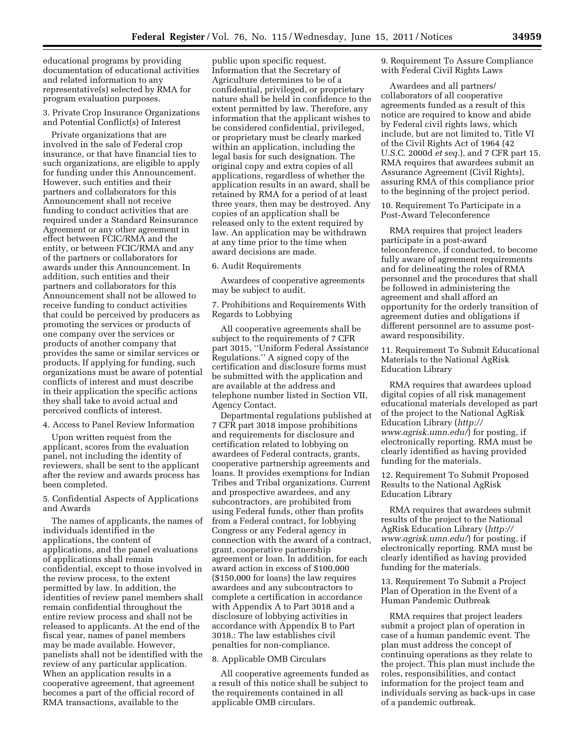educational programs by providing documentation of educational activities and related information to any representative(s) selected by RMA for program evaluation purposes.

3. Private Crop Insurance Organizations and Potential Conflict(s) of Interest

Private organizations that are involved in the sale of Federal crop insurance, or that have financial ties to such organizations, are eligible to apply for funding under this Announcement. However, such entities and their partners and collaborators for this Announcement shall not receive funding to conduct activities that are required under a Standard Reinsurance Agreement or any other agreement in effect between FCIC/RMA and the entity, or between FCIC/RMA and any of the partners or collaborators for awards under this Announcement. In addition, such entities and their partners and collaborators for this Announcement shall not be allowed to receive funding to conduct activities that could be perceived by producers as promoting the services or products of one company over the services or products of another company that provides the same or similar services or products. If applying for funding, such organizations must be aware of potential conflicts of interest and must describe in their application the specific actions they shall take to avoid actual and perceived conflicts of interest.

4. Access to Panel Review Information

Upon written request from the applicant, scores from the evaluation panel, not including the identity of reviewers, shall be sent to the applicant after the review and awards process has been completed.

5. Confidential Aspects of Applications and Awards

The names of applicants, the names of individuals identified in the applications, the content of applications, and the panel evaluations of applications shall remain confidential, except to those involved in the review process, to the extent permitted by law. In addition, the identities of review panel members shall remain confidential throughout the entire review process and shall not be released to applicants. At the end of the fiscal year, names of panel members may be made available. However, panelists shall not be identified with the review of any particular application. When an application results in a cooperative agreement, that agreement becomes a part of the official record of RMA transactions, available to the public upon specific request. Information that the Secretary of Agriculture determines to be of a confidential, privileged, or proprietary nature shall be held in confidence to the extent permitted by law. Therefore, any information that the applicant wishes to be considered confidential, privileged, or proprietary must be clearly marked within an application, including the legal basis for such designation. The original copy and extra copies of all applications, regardless of whether the application results in an award, shall be retained by RMA for a period of at least three years, then may be destroyed. Any copies of an application shall be released only to the extent required by law. An application may be withdrawn at any time prior to the time when award decisions are made.

6. Audit Requirements

Awardees of cooperative agreements may be subject to audit.

7. Prohibitions and Requirements With Regards to Lobbying

All cooperative agreements shall be subject to the requirements of 7 CFR part 3015, ''Uniform Federal Assistance Regulations.'' A signed copy of the certification and disclosure forms must be submitted with the application and are available at the address and telephone number listed in Section VII, Agency Contact.

Departmental regulations published at 7 CFR part 3018 impose prohibitions and requirements for disclosure and certification related to lobbying on awardees of Federal contracts, grants, cooperative partnership agreements and loans. It provides exemptions for Indian Tribes and Tribal organizations. Current and prospective awardees, and any subcontractors, are prohibited from using Federal funds, other than profits from a Federal contract, for lobbying Congress or any Federal agency in connection with the award of a contract, grant, cooperative partnership agreement or loan. In addition, for each award action in excess of $100,000 ($150,000 for loans) the law requires awardees and any subcontractors to complete a certification in accordance with Appendix A to Part 3018 and a disclosure of lobbying activities in accordance with Appendix B to Part 3018.: The law establishes civil penalties for non-compliance.

8. Applicable OMB Circulars

All cooperative agreements funded as a result of this notice shall be subject to the requirements contained in all applicable OMB circulars.

9. Requirement To Assure Compliance with Federal Civil Rights Laws

Awardees and all partners/collaborators of all cooperative agreements funded as a result of this notice are required to know and abide by Federal civil rights laws, which include, but are not limited to, Title VI of the Civil Rights Act of 1964 (42 U.S.C. 2000d *et seq.*), and 7 CFR part 15. RMA requires that awardees submit an Assurance Agreement (Civil Rights), assuring RMA of this compliance prior to the beginning of the project period.

10. Requirement To Participate in a Post-Award Teleconference

RMA requires that project leaders participate in a post-award teleconference, if conducted, to become fully aware of agreement requirements and for delineating the roles of RMA personnel and the procedures that shall be followed in administering the agreement and shall afford an opportunity for the orderly transition of agreement duties and obligations if different personnel are to assume post-award responsibility.

11. Requirement To Submit Educational Materials to the National AgRisk Education Library

RMA requires that awardees upload digital copies of all risk management educational materials developed as part of the project to the National AgRisk Education Library (*http://www.agrisk.umn.edu/*) for posting, if electronically reporting. RMA must be clearly identified as having provided funding for the materials.

12. Requirement To Submit Proposed Results to the National AgRisk Education Library

RMA requires that awardees submit results of the project to the National AgRisk Education Library (*http://www.agrisk.umn.edu/*) for posting, if electronically reporting. RMA must be clearly identified as having provided funding for the materials.

13. Requirement To Submit a Project Plan of Operation in the Event of a Human Pandemic Outbreak

RMA requires that project leaders submit a project plan of operation in case of a human pandemic event. The plan must address the concept of continuing operations as they relate to the project. This plan must include the roles, responsibilities, and contact information for the project team and individuals serving as back-ups in case of a pandemic outbreak.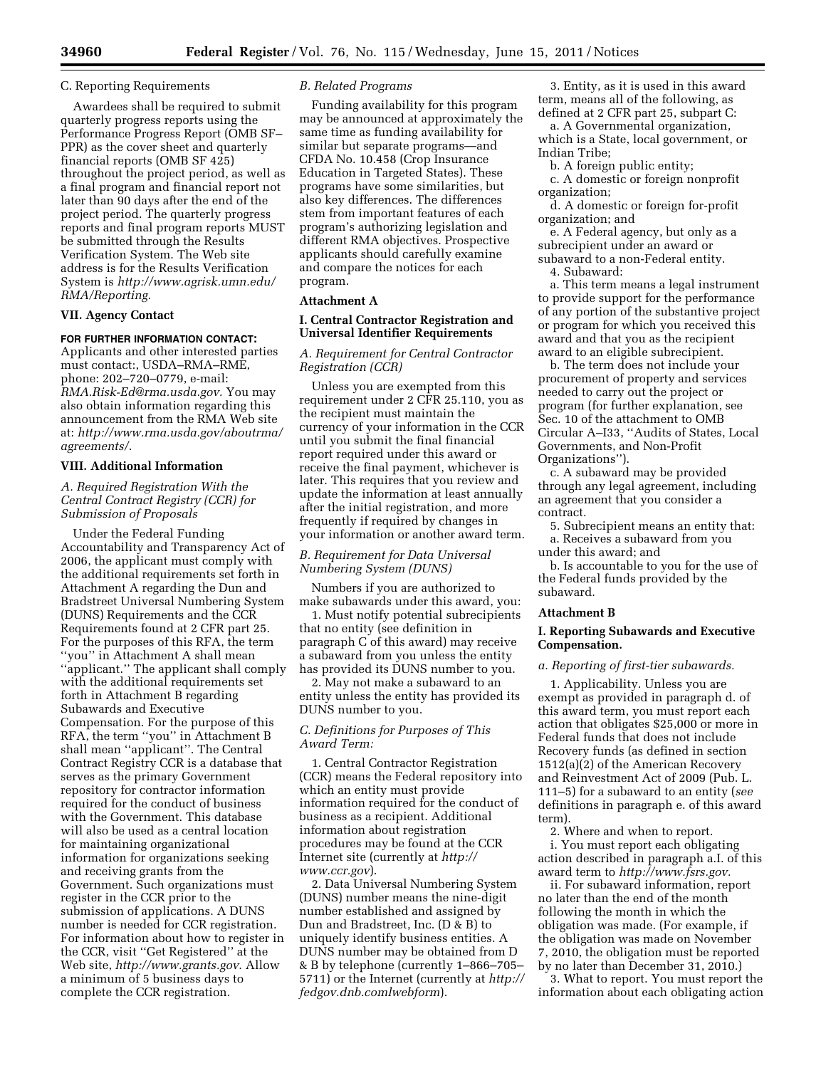C. Reporting Requirements

Awardees shall be required to submit quarterly progress reports using the Performance Progress Report (OMB SF–PPR) as the cover sheet and quarterly financial reports (OMB SF 425) throughout the project period, as well as a final program and financial report not later than 90 days after the end of the project period. The quarterly progress reports and final program reports MUST be submitted through the Results Verification System. The Web site address is for the Results Verification System is *http://www.agrisk.umn.edu/RMA/Reporting.*

## VII. Agency Contact

**FOR FURTHER INFORMATION CONTACT:** Applicants and other interested parties must contact:, USDA–RMA–RME, phone: 202–720–0779, e-mail: *RMA.Risk-Ed@rma.usda.gov.* You may also obtain information regarding this announcement from the RMA Web site at: *http://www.rma.usda.gov/aboutrma/agreements/.*

## VIII. Additional Information

### *A. Required Registration With the Central Contract Registry (CCR) for Submission of Proposals*

Under the Federal Funding Accountability and Transparency Act of 2006, the applicant must comply with the additional requirements set forth in Attachment A regarding the Dun and Bradstreet Universal Numbering System (DUNS) Requirements and the CCR Requirements found at 2 CFR part 25. For the purposes of this RFA, the term ''you'' in Attachment A shall mean ''applicant.'' The applicant shall comply with the additional requirements set forth in Attachment B regarding Subawards and Executive Compensation. For the purpose of this RFA, the term ''you'' in Attachment B shall mean ''applicant''. The Central Contract Registry CCR is a database that serves as the primary Government repository for contractor information required for the conduct of business with the Government. This database will also be used as a central location for maintaining organizational information for organizations seeking and receiving grants from the Government. Such organizations must register in the CCR prior to the submission of applications. A DUNS number is needed for CCR registration. For information about how to register in the CCR, visit ''Get Registered'' at the Web site, *http://www.grants.gov.* Allow a minimum of 5 business days to complete the CCR registration.

### *B. Related Programs*

Funding availability for this program may be announced at approximately the same time as funding availability for similar but separate programs—and CFDA No. 10.458 (Crop Insurance Education in Targeted States). These programs have some similarities, but also key differences. The differences stem from important features of each program's authorizing legislation and different RMA objectives. Prospective applicants should carefully examine and compare the notices for each program.

## Attachment A

### I. Central Contractor Registration and Universal Identifier Requirements

*A. Requirement for Central Contractor Registration (CCR)*

Unless you are exempted from this requirement under 2 CFR 25.110, you as the recipient must maintain the currency of your information in the CCR until you submit the final financial report required under this award or receive the final payment, whichever is later. This requires that you review and update the information at least annually after the initial registration, and more frequently if required by changes in your information or another award term.

*B. Requirement for Data Universal Numbering System (DUNS)*

Numbers if you are authorized to make subawards under this award, you:

1. Must notify potential subrecipients that no entity (see definition in paragraph C of this award) may receive a subaward from you unless the entity has provided its DUNS number to you.

2. May not make a subaward to an entity unless the entity has provided its DUNS number to you.

*C. Definitions for Purposes of This Award Term:*

1. Central Contractor Registration (CCR) means the Federal repository into which an entity must provide information required for the conduct of business as a recipient. Additional information about registration procedures may be found at the CCR Internet site (currently at *http://www.ccr.gov*).

2. Data Universal Numbering System (DUNS) number means the nine-digit number established and assigned by Dun and Bradstreet, Inc. (D & B) to uniquely identify business entities. A DUNS number may be obtained from D & B by telephone (currently 1–866–705–5711) or the Internet (currently at *http://fedgov.dnb.comlwebform*).

3. Entity, as it is used in this award term, means all of the following, as defined at 2 CFR part 25, subpart C:

a. A Governmental organization, which is a State, local government, or Indian Tribe;

b. A foreign public entity;

c. A domestic or foreign nonprofit organization;

d. A domestic or foreign for-profit organization; and

e. A Federal agency, but only as a subrecipient under an award or subaward to a non-Federal entity.

4. Subaward:

a. This term means a legal instrument to provide support for the performance of any portion of the substantive project or program for which you received this award and that you as the recipient award to an eligible subrecipient.

b. The term does not include your procurement of property and services needed to carry out the project or program (for further explanation, see Sec. 10 of the attachment to OMB Circular A–I33, ''Audits of States, Local Governments, and Non-Profit Organizations'').

c. A subaward may be provided through any legal agreement, including an agreement that you consider a contract.

5. Subrecipient means an entity that:

a. Receives a subaward from you under this award; and

b. Is accountable to you for the use of the Federal funds provided by the subaward.

## Attachment B

### I. Reporting Subawards and Executive Compensation.

*a. Reporting of first-tier subawards.*

1. Applicability. Unless you are exempt as provided in paragraph d. of this award term, you must report each action that obligates $25,000 or more in Federal funds that does not include Recovery funds (as defined in section 1512(a)(2) of the American Recovery and Reinvestment Act of 2009 (Pub. L. 111–5) for a subaward to an entity (*see* definitions in paragraph e. of this award term).

2. Where and when to report.

i. You must report each obligating action described in paragraph a.I. of this award term to *http://www.fsrs.gov.*

ii. For subaward information, report no later than the end of the month following the month in which the obligation was made. (For example, if the obligation was made on November 7, 2010, the obligation must be reported by no later than December 31, 2010.)

3. What to report. You must report the information about each obligating action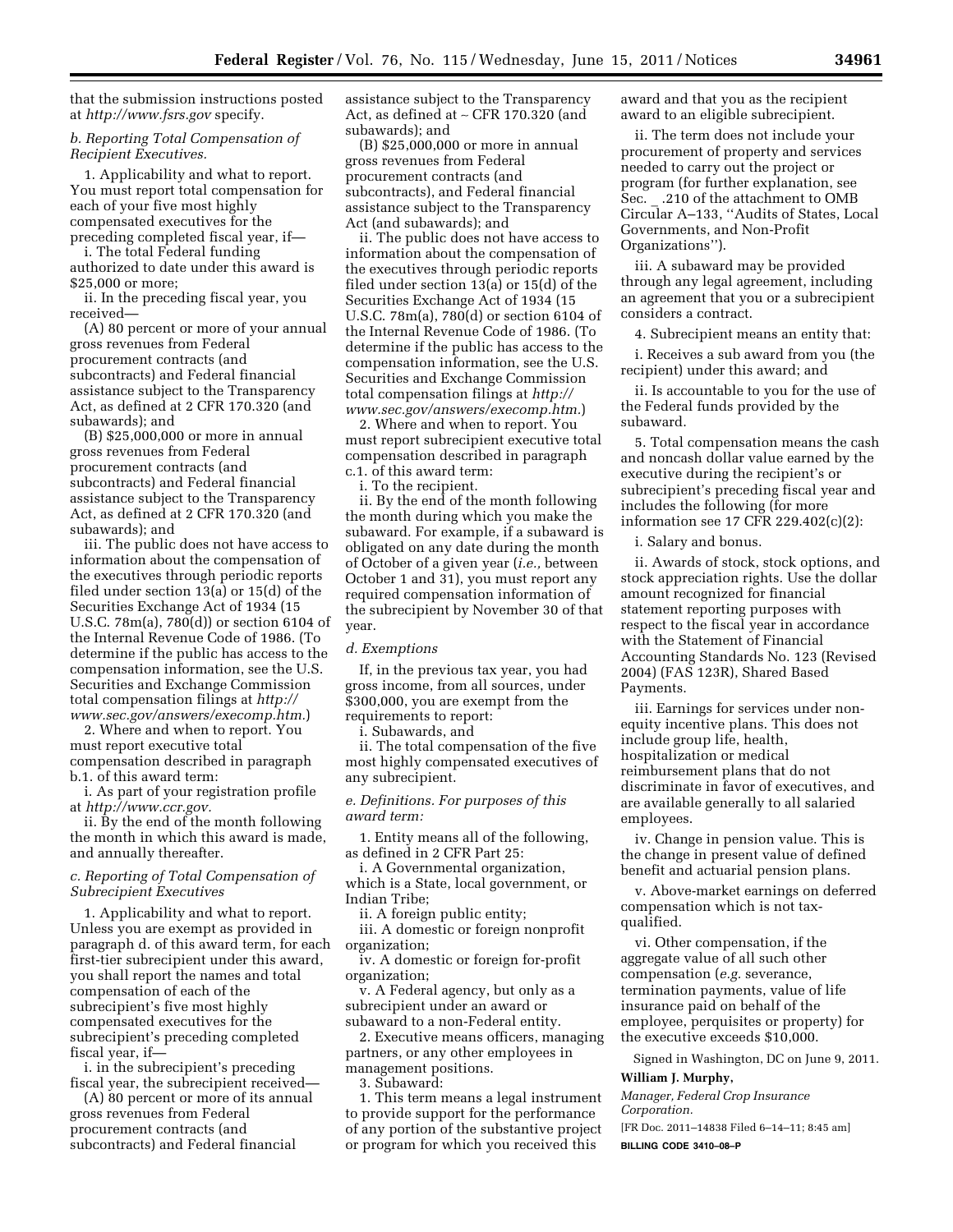that the submission instructions posted at *http://www.fsrs.gov* specify.

*b. Reporting Total Compensation of Recipient Executives.*

1. Applicability and what to report. You must report total compensation for each of your five most highly compensated executives for the preceding completed fiscal year, if—

i. The total Federal funding authorized to date under this award is $25,000 or more;

ii. In the preceding fiscal year, you received—

(A) 80 percent or more of your annual gross revenues from Federal procurement contracts (and subcontracts) and Federal financial assistance subject to the Transparency Act, as defined at 2 CFR 170.320 (and subawards); and

(B) $25,000,000 or more in annual gross revenues from Federal procurement contracts (and subcontracts) and Federal financial assistance subject to the Transparency Act, as defined at 2 CFR 170.320 (and subawards); and

iii. The public does not have access to information about the compensation of the executives through periodic reports filed under section 13(a) or 15(d) of the Securities Exchange Act of 1934 (15 U.S.C. 78m(a), 78o(d)) or section 6104 of the Internal Revenue Code of 1986. (To determine if the public has access to the compensation information, see the U.S. Securities and Exchange Commission total compensation filings at *http://www.sec.gov/answers/execomp.htm.*)

2. Where and when to report. You must report executive total compensation described in paragraph b.1. of this award term:

i. As part of your registration profile at *http://www.ccr.gov.*

ii. By the end of the month following the month in which this award is made, and annually thereafter.

*c. Reporting of Total Compensation of Subrecipient Executives*

1. Applicability and what to report. Unless you are exempt as provided in paragraph d. of this award term, for each first-tier subrecipient under this award, you shall report the names and total compensation of each of the subrecipient's five most highly compensated executives for the subrecipient's preceding completed fiscal year, if—

i. in the subrecipient's preceding fiscal year, the subrecipient received—

(A) 80 percent or more of its annual gross revenues from Federal procurement contracts (and subcontracts) and Federal financial assistance subject to the Transparency Act, as defined at ~ CFR 170.320 (and subawards); and

(B) $25,000,000 or more in annual gross revenues from Federal procurement contracts (and subcontracts), and Federal financial assistance subject to the Transparency Act (and subawards); and

ii. The public does not have access to information about the compensation of the executives through periodic reports filed under section 13(a) or 15(d) of the Securities Exchange Act of 1934 (15 U.S.C. 78m(a), 78o(d) or section 6104 of the Internal Revenue Code of 1986. (To determine if the public has access to the compensation information, see the U.S. Securities and Exchange Commission total compensation filings at *http://www.sec.gov/answers/execomp.htm.*)

2. Where and when to report. You must report subrecipient executive total compensation described in paragraph c.1. of this award term:

i. To the recipient.

ii. By the end of the month following the month during which you make the subaward. For example, if a subaward is obligated on any date during the month of October of a given year (*i.e.,* between October 1 and 31), you must report any required compensation information of the subrecipient by November 30 of that year.

*d. Exemptions*

If, in the previous tax year, you had gross income, from all sources, under $300,000, you are exempt from the requirements to report:

i. Subawards, and

ii. The total compensation of the five most highly compensated executives of any subrecipient.

*e. Definitions. For purposes of this award term:*

1. Entity means all of the following, as defined in 2 CFR Part 25:

i. A Governmental organization, which is a State, local government, or Indian Tribe;

ii. A foreign public entity;

iii. A domestic or foreign nonprofit organization;

iv. A domestic or foreign for-profit organization;

v. A Federal agency, but only as a subrecipient under an award or subaward to a non-Federal entity.

2. Executive means officers, managing partners, or any other employees in management positions.

3. Subaward:

1. This term means a legal instrument to provide support for the performance of any portion of the substantive project or program for which you received this award and that you as the recipient award to an eligible subrecipient.

ii. The term does not include your procurement of property and services needed to carry out the project or program (for further explanation, see Sec. _ .210 of the attachment to OMB Circular A–133, "Audits of States, Local Governments, and Non-Profit Organizations").

iii. A subaward may be provided through any legal agreement, including an agreement that you or a subrecipient considers a contract.

4. Subrecipient means an entity that:

i. Receives a sub award from you (the recipient) under this award; and

ii. Is accountable to you for the use of the Federal funds provided by the subaward.

5. Total compensation means the cash and noncash dollar value earned by the executive during the recipient's or subrecipient's preceding fiscal year and includes the following (for more information see 17 CFR 229.402(c)(2):

i. Salary and bonus.

ii. Awards of stock, stock options, and stock appreciation rights. Use the dollar amount recognized for financial statement reporting purposes with respect to the fiscal year in accordance with the Statement of Financial Accounting Standards No. 123 (Revised 2004) (FAS 123R), Shared Based Payments.

iii. Earnings for services under non-equity incentive plans. This does not include group life, health, hospitalization or medical reimbursement plans that do not discriminate in favor of executives, and are available generally to all salaried employees.

iv. Change in pension value. This is the change in present value of defined benefit and actuarial pension plans.

v. Above-market earnings on deferred compensation which is not tax-qualified.

vi. Other compensation, if the aggregate value of all such other compensation (*e.g.* severance, termination payments, value of life insurance paid on behalf of the employee, perquisites or property) for the executive exceeds $10,000.

Signed in Washington, DC on June 9, 2011.

**William J. Murphy,**

*Manager, Federal Crop Insurance Corporation.*

[FR Doc. 2011–14838 Filed 6–14–11; 8:45 am]

**BILLING CODE 3410–08–P**